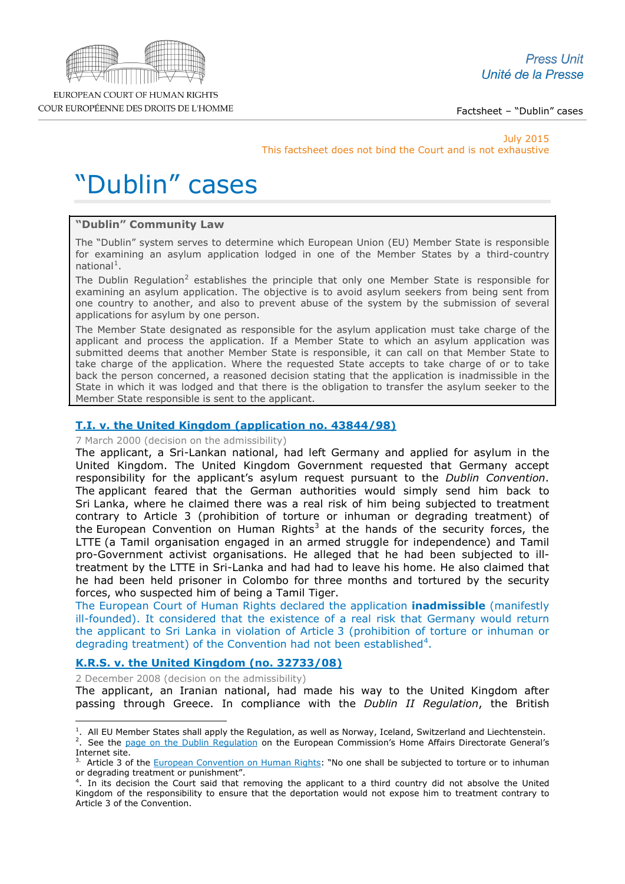July 2015

This factsheet does not bind the Court and is not exhaustive

# "Dublin" cases

**"Dublin" Community Law**

The "Dublin" system serves to determine which European Union (EU) Member State is responsible for examining an asylum application lodged in one of the Member States by a third-country national[1].

The Dublin Regulation[2] establishes the principle that only one Member State is responsible for examining an asylum application. The objective is to avoid asylum seekers from being sent from one country to another, and also to prevent abuse of the system by the submission of several applications for asylum by one person.

The Member State designated as responsible for the asylum application must take charge of the applicant and process the application. If a Member State to which an asylum application was submitted deems that another Member State is responsible, it can call on that Member State to take charge of the application. Where the requested State accepts to take charge of or to take back the person concerned, a reasoned decision stating that the application is inadmissible in the State in which it was lodged and that there is the obligation to transfer the asylum seeker to the Member State responsible is sent to the applicant.

## T.I. v. the United Kingdom (application no. 43844/98)

7 March 2000 (decision on the admissibility)

The applicant, a Sri-Lankan national, had left Germany and applied for asylum in the United Kingdom. The United Kingdom Government requested that Germany accept responsibility for the applicant's asylum request pursuant to the *Dublin Convention*. The applicant feared that the German authorities would simply send him back to Sri Lanka, where he claimed there was a real risk of him being subjected to treatment contrary to Article 3 (prohibition of torture or inhuman or degrading treatment) of the European Convention on Human Rights[3] at the hands of the security forces, the LTTE (a Tamil organisation engaged in an armed struggle for independence) and Tamil pro-Government activist organisations. He alleged that he had been subjected to ill-treatment by the LTTE in Sri-Lanka and had had to leave his home. He also claimed that he had been held prisoner in Colombo for three months and tortured by the security forces, who suspected him of being a Tamil Tiger.

The European Court of Human Rights declared the application **inadmissible** (manifestly ill-founded). It considered that the existence of a real risk that Germany would return the applicant to Sri Lanka in violation of Article 3 (prohibition of torture or inhuman or degrading treatment) of the Convention had not been established[4].

## K.R.S. v. the United Kingdom (no. 32733/08)

2 December 2008 (decision on the admissibility)

The applicant, an Iranian national, had made his way to the United Kingdom after passing through Greece. In compliance with the *Dublin II Regulation*, the British

---

[1]. All EU Member States shall apply the Regulation, as well as Norway, Iceland, Switzerland and Liechtenstein.

[2]. See the page on the Dublin Regulation on the European Commission's Home Affairs Directorate General's Internet site.

[3]. Article 3 of the European Convention on Human Rights: "No one shall be subjected to torture or to inhuman or degrading treatment or punishment".

[4]. In its decision the Court said that removing the applicant to a third country did not absolve the United Kingdom of the responsibility to ensure that the deportation would not expose him to treatment contrary to Article 3 of the Convention.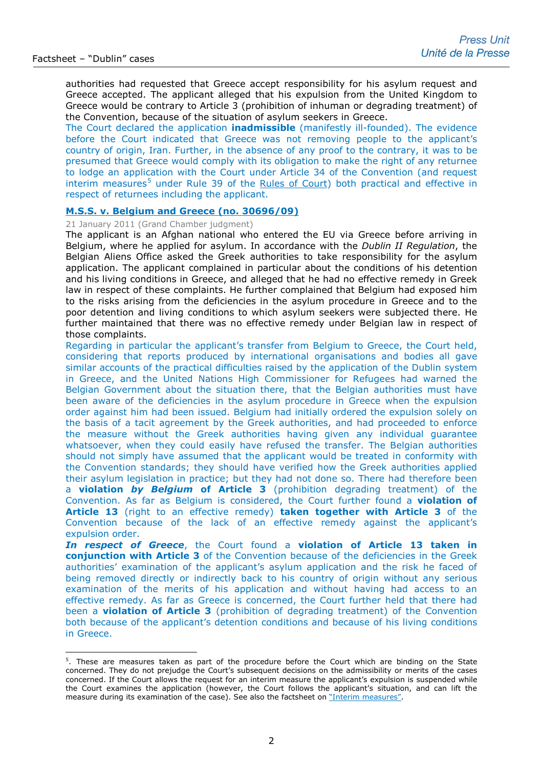authorities had requested that Greece accept responsibility for his asylum request and Greece accepted. The applicant alleged that his expulsion from the United Kingdom to Greece would be contrary to Article 3 (prohibition of inhuman or degrading treatment) of the Convention, because of the situation of asylum seekers in Greece.

The Court declared the application **inadmissible** (manifestly ill-founded). The evidence before the Court indicated that Greece was not removing people to the applicant's country of origin, Iran. Further, in the absence of any proof to the contrary, it was to be presumed that Greece would comply with its obligation to make the right of any returnee to lodge an application with the Court under Article 34 of the Convention (and request interim measures[5] under Rule 39 of the Rules of Court) both practical and effective in respect of returnees including the applicant.

### M.S.S. v. Belgium and Greece (no. 30696/09)

21 January 2011 (Grand Chamber judgment)

The applicant is an Afghan national who entered the EU via Greece before arriving in Belgium, where he applied for asylum. In accordance with the *Dublin II Regulation*, the Belgian Aliens Office asked the Greek authorities to take responsibility for the asylum application. The applicant complained in particular about the conditions of his detention and his living conditions in Greece, and alleged that he had no effective remedy in Greek law in respect of these complaints. He further complained that Belgium had exposed him to the risks arising from the deficiencies in the asylum procedure in Greece and to the poor detention and living conditions to which asylum seekers were subjected there. He further maintained that there was no effective remedy under Belgian law in respect of those complaints.

Regarding in particular the applicant's transfer from Belgium to Greece, the Court held, considering that reports produced by international organisations and bodies all gave similar accounts of the practical difficulties raised by the application of the Dublin system in Greece, and the United Nations High Commissioner for Refugees had warned the Belgian Government about the situation there, that the Belgian authorities must have been aware of the deficiencies in the asylum procedure in Greece when the expulsion order against him had been issued. Belgium had initially ordered the expulsion solely on the basis of a tacit agreement by the Greek authorities, and had proceeded to enforce the measure without the Greek authorities having given any individual guarantee whatsoever, when they could easily have refused the transfer. The Belgian authorities should not simply have assumed that the applicant would be treated in conformity with the Convention standards; they should have verified how the Greek authorities applied their asylum legislation in practice; but they had not done so. There had therefore been a **violation *by Belgium* of Article 3** (prohibition degrading treatment) of the Convention. As far as Belgium is considered, the Court further found a **violation of Article 13** (right to an effective remedy) **taken together with Article 3** of the Convention because of the lack of an effective remedy against the applicant's expulsion order.

***In respect of Greece***, the Court found a **violation of Article 13 taken in conjunction with Article 3** of the Convention because of the deficiencies in the Greek authorities' examination of the applicant's asylum application and the risk he faced of being removed directly or indirectly back to his country of origin without any serious examination of the merits of his application and without having had access to an effective remedy. As far as Greece is concerned, the Court further held that there had been a **violation of Article 3** (prohibition of degrading treatment) of the Convention both because of the applicant's detention conditions and because of his living conditions in Greece.

---

[5]. These are measures taken as part of the procedure before the Court which are binding on the State concerned. They do not prejudge the Court's subsequent decisions on the admissibility or merits of the cases concerned. If the Court allows the request for an interim measure the applicant's expulsion is suspended while the Court examines the application (however, the Court follows the applicant's situation, and can lift the measure during its examination of the case). See also the factsheet on "Interim measures".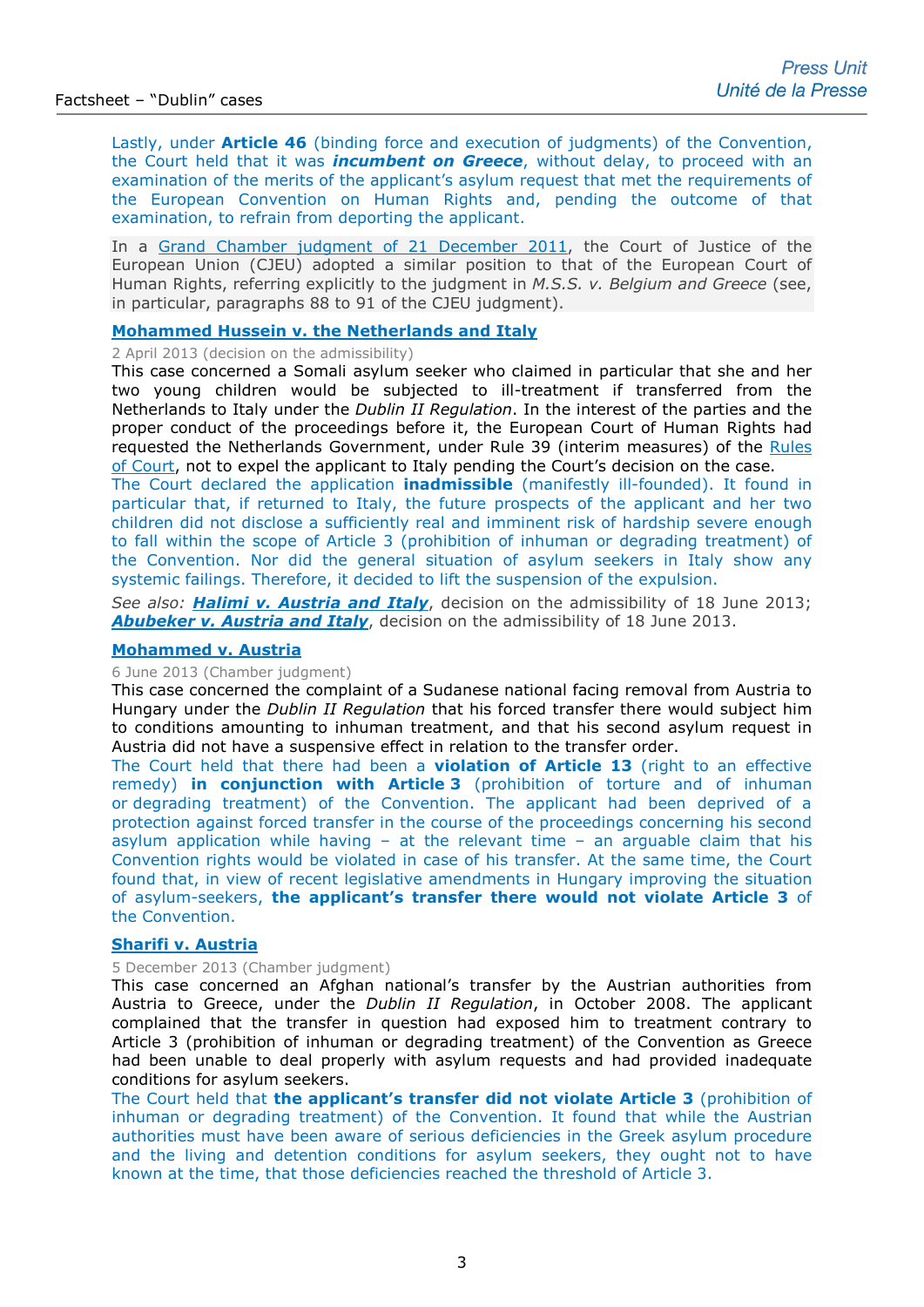Lastly, under **Article 46** (binding force and execution of judgments) of the Convention, the Court held that it was ***incumbent on Greece***, without delay, to proceed with an examination of the merits of the applicant's asylum request that met the requirements of the European Convention on Human Rights and, pending the outcome of that examination, to refrain from deporting the applicant.

In a Grand Chamber judgment of 21 December 2011, the Court of Justice of the European Union (CJEU) adopted a similar position to that of the European Court of Human Rights, referring explicitly to the judgment in *M.S.S. v. Belgium and Greece* (see, in particular, paragraphs 88 to 91 of the CJEU judgment).

### Mohammed Hussein v. the Netherlands and Italy

2 April 2013 (decision on the admissibility)

This case concerned a Somali asylum seeker who claimed in particular that she and her two young children would be subjected to ill-treatment if transferred from the Netherlands to Italy under the *Dublin II Regulation*. In the interest of the parties and the proper conduct of the proceedings before it, the European Court of Human Rights had requested the Netherlands Government, under Rule 39 (interim measures) of the Rules of Court, not to expel the applicant to Italy pending the Court's decision on the case.

The Court declared the application **inadmissible** (manifestly ill-founded). It found in particular that, if returned to Italy, the future prospects of the applicant and her two children did not disclose a sufficiently real and imminent risk of hardship severe enough to fall within the scope of Article 3 (prohibition of inhuman or degrading treatment) of the Convention. Nor did the general situation of asylum seekers in Italy show any systemic failings. Therefore, it decided to lift the suspension of the expulsion.

*See also:* ***Halimi v. Austria and Italy***, decision on the admissibility of 18 June 2013; ***Abubeker v. Austria and Italy***, decision on the admissibility of 18 June 2013.

### Mohammed v. Austria

6 June 2013 (Chamber judgment)

This case concerned the complaint of a Sudanese national facing removal from Austria to Hungary under the *Dublin II Regulation* that his forced transfer there would subject him to conditions amounting to inhuman treatment, and that his second asylum request in Austria did not have a suspensive effect in relation to the transfer order.

The Court held that there had been a **violation of Article 13** (right to an effective remedy) **in conjunction with Article 3** (prohibition of torture and of inhuman or degrading treatment) of the Convention. The applicant had been deprived of a protection against forced transfer in the course of the proceedings concerning his second asylum application while having – at the relevant time – an arguable claim that his Convention rights would be violated in case of his transfer. At the same time, the Court found that, in view of recent legislative amendments in Hungary improving the situation of asylum-seekers, **the applicant's transfer there would not violate Article 3** of the Convention.

### Sharifi v. Austria

5 December 2013 (Chamber judgment)

This case concerned an Afghan national's transfer by the Austrian authorities from Austria to Greece, under the *Dublin II Regulation*, in October 2008. The applicant complained that the transfer in question had exposed him to treatment contrary to Article 3 (prohibition of inhuman or degrading treatment) of the Convention as Greece had been unable to deal properly with asylum requests and had provided inadequate conditions for asylum seekers.

The Court held that **the applicant's transfer did not violate Article 3** (prohibition of inhuman or degrading treatment) of the Convention. It found that while the Austrian authorities must have been aware of serious deficiencies in the Greek asylum procedure and the living and detention conditions for asylum seekers, they ought not to have known at the time, that those deficiencies reached the threshold of Article 3.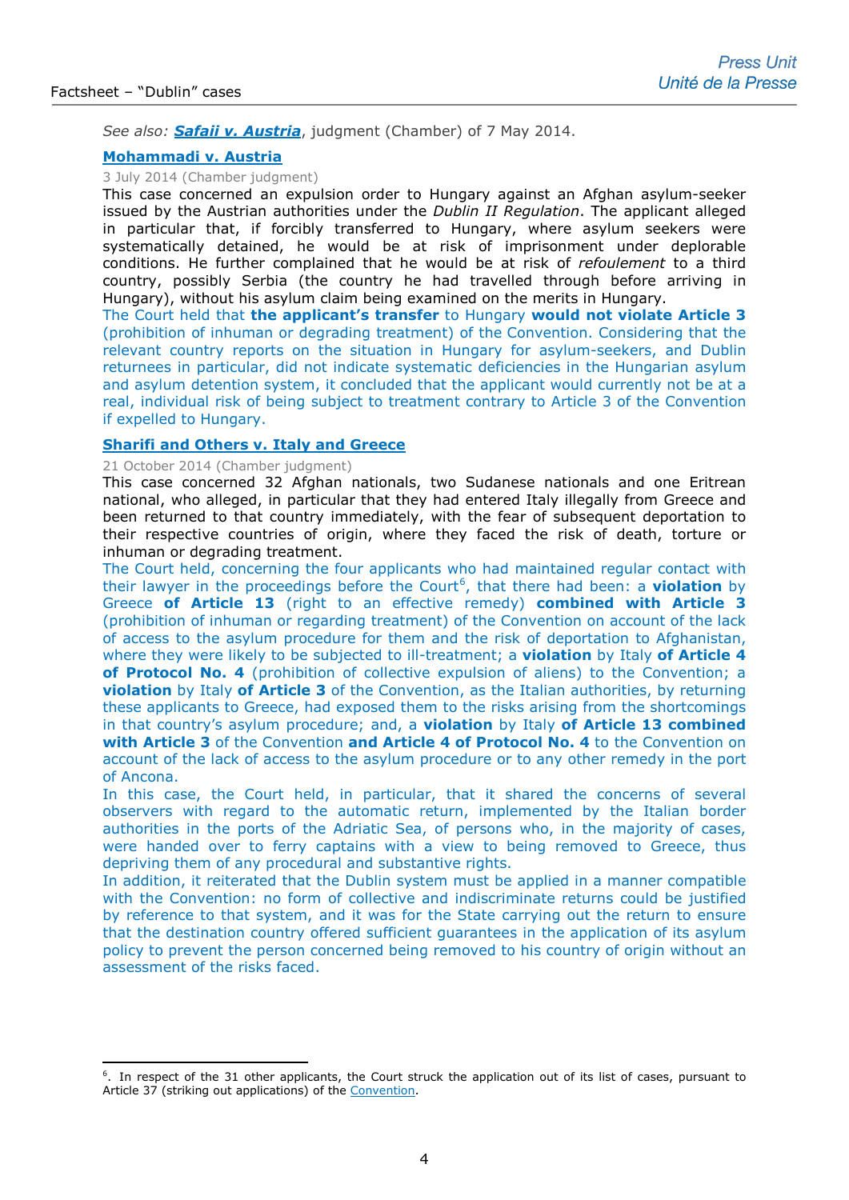*See also:* ***Safaii v. Austria***, judgment (Chamber) of 7 May 2014.

### Mohammadi v. Austria

3 July 2014 (Chamber judgment)

This case concerned an expulsion order to Hungary against an Afghan asylum-seeker issued by the Austrian authorities under the *Dublin II Regulation*. The applicant alleged in particular that, if forcibly transferred to Hungary, where asylum seekers were systematically detained, he would be at risk of imprisonment under deplorable conditions. He further complained that he would be at risk of *refoulement* to a third country, possibly Serbia (the country he had travelled through before arriving in Hungary), without his asylum claim being examined on the merits in Hungary.

The Court held that **the applicant's transfer** to Hungary **would not violate Article 3** (prohibition of inhuman or degrading treatment) of the Convention. Considering that the relevant country reports on the situation in Hungary for asylum-seekers, and Dublin returnees in particular, did not indicate systematic deficiencies in the Hungarian asylum and asylum detention system, it concluded that the applicant would currently not be at a real, individual risk of being subject to treatment contrary to Article 3 of the Convention if expelled to Hungary.

### Sharifi and Others v. Italy and Greece

21 October 2014 (Chamber judgment)

This case concerned 32 Afghan nationals, two Sudanese nationals and one Eritrean national, who alleged, in particular that they had entered Italy illegally from Greece and been returned to that country immediately, with the fear of subsequent deportation to their respective countries of origin, where they faced the risk of death, torture or inhuman or degrading treatment.

The Court held, concerning the four applicants who had maintained regular contact with their lawyer in the proceedings before the Court[6], that there had been: a **violation** by Greece **of Article 13** (right to an effective remedy) **combined with Article 3** (prohibition of inhuman or regarding treatment) of the Convention on account of the lack of access to the asylum procedure for them and the risk of deportation to Afghanistan, where they were likely to be subjected to ill-treatment; a **violation** by Italy **of Article 4 of Protocol No. 4** (prohibition of collective expulsion of aliens) to the Convention; a **violation** by Italy **of Article 3** of the Convention, as the Italian authorities, by returning these applicants to Greece, had exposed them to the risks arising from the shortcomings in that country's asylum procedure; and, a **violation** by Italy **of Article 13 combined with Article 3** of the Convention **and Article 4 of Protocol No. 4** to the Convention on account of the lack of access to the asylum procedure or to any other remedy in the port of Ancona.

In this case, the Court held, in particular, that it shared the concerns of several observers with regard to the automatic return, implemented by the Italian border authorities in the ports of the Adriatic Sea, of persons who, in the majority of cases, were handed over to ferry captains with a view to being removed to Greece, thus depriving them of any procedural and substantive rights.

In addition, it reiterated that the Dublin system must be applied in a manner compatible with the Convention: no form of collective and indiscriminate returns could be justified by reference to that system, and it was for the State carrying out the return to ensure that the destination country offered sufficient guarantees in the application of its asylum policy to prevent the person concerned being removed to his country of origin without an assessment of the risks faced.

---

[6]. In respect of the 31 other applicants, the Court struck the application out of its list of cases, pursuant to Article 37 (striking out applications) of the Convention.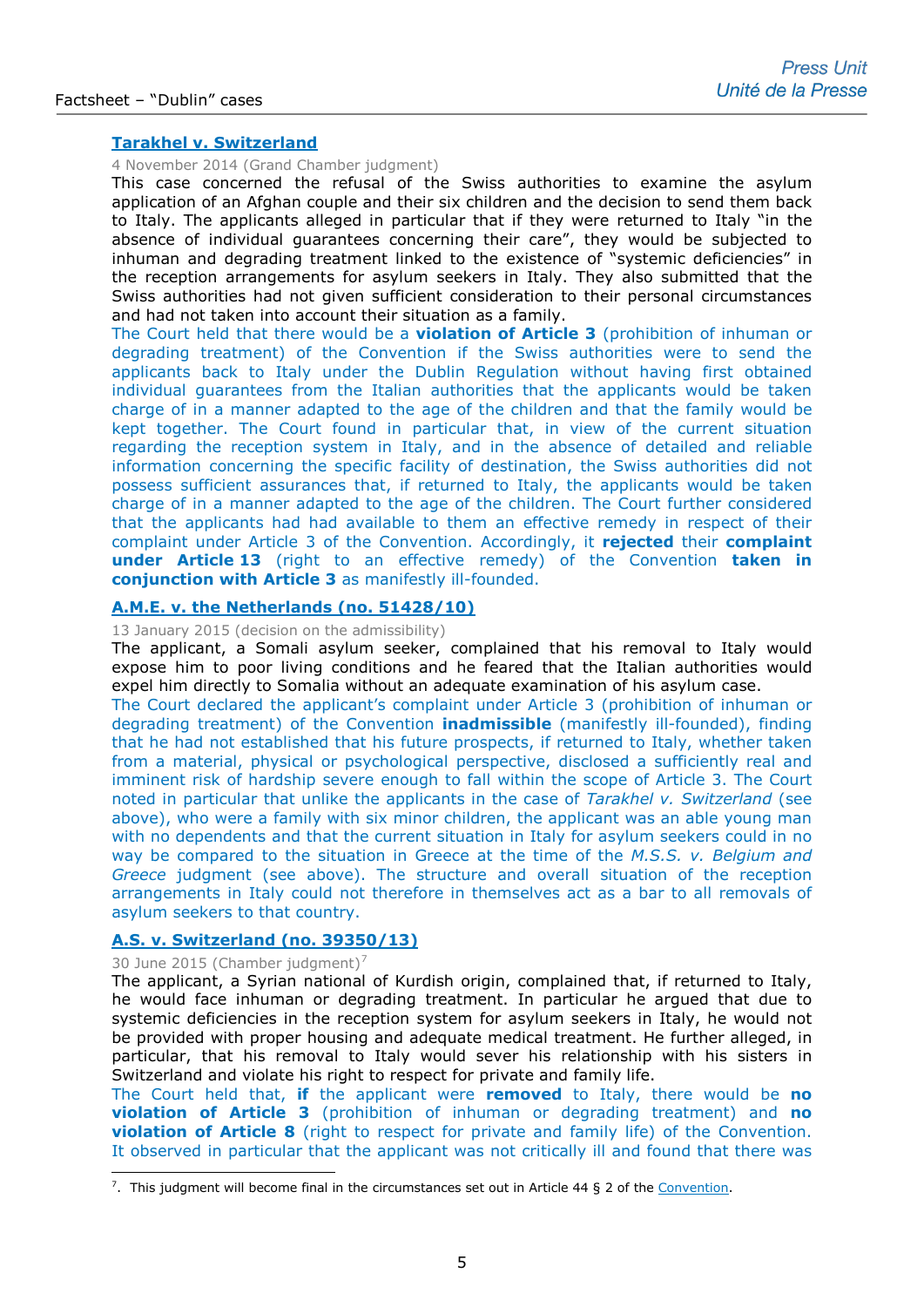### [Tarakhel v. Switzerland](#)

4 November 2014 (Grand Chamber judgment)

This case concerned the refusal of the Swiss authorities to examine the asylum application of an Afghan couple and their six children and the decision to send them back to Italy. The applicants alleged in particular that if they were returned to Italy "in the absence of individual guarantees concerning their care", they would be subjected to inhuman and degrading treatment linked to the existence of "systemic deficiencies" in the reception arrangements for asylum seekers in Italy. They also submitted that the Swiss authorities had not given sufficient consideration to their personal circumstances and had not taken into account their situation as a family.

The Court held that there would be a **violation of Article 3** (prohibition of inhuman or degrading treatment) of the Convention if the Swiss authorities were to send the applicants back to Italy under the Dublin Regulation without having first obtained individual guarantees from the Italian authorities that the applicants would be taken charge of in a manner adapted to the age of the children and that the family would be kept together. The Court found in particular that, in view of the current situation regarding the reception system in Italy, and in the absence of detailed and reliable information concerning the specific facility of destination, the Swiss authorities did not possess sufficient assurances that, if returned to Italy, the applicants would be taken charge of in a manner adapted to the age of the children. The Court further considered that the applicants had had available to them an effective remedy in respect of their complaint under Article 3 of the Convention. Accordingly, it **rejected** their **complaint under Article 13** (right to an effective remedy) of the Convention **taken in conjunction with Article 3** as manifestly ill-founded.

### [A.M.E. v. the Netherlands (no. 51428/10)](#)

13 January 2015 (decision on the admissibility)

The applicant, a Somali asylum seeker, complained that his removal to Italy would expose him to poor living conditions and he feared that the Italian authorities would expel him directly to Somalia without an adequate examination of his asylum case.

The Court declared the applicant's complaint under Article 3 (prohibition of inhuman or degrading treatment) of the Convention **inadmissible** (manifestly ill-founded), finding that he had not established that his future prospects, if returned to Italy, whether taken from a material, physical or psychological perspective, disclosed a sufficiently real and imminent risk of hardship severe enough to fall within the scope of Article 3. The Court noted in particular that unlike the applicants in the case of *Tarakhel v. Switzerland* (see above), who were a family with six minor children, the applicant was an able young man with no dependents and that the current situation in Italy for asylum seekers could in no way be compared to the situation in Greece at the time of the *M.S.S. v. Belgium and Greece* judgment (see above). The structure and overall situation of the reception arrangements in Italy could not therefore in themselves act as a bar to all removals of asylum seekers to that country.

### [A.S. v. Switzerland (no. 39350/13)](#)

30 June 2015 (Chamber judgment)[7]

The applicant, a Syrian national of Kurdish origin, complained that, if returned to Italy, he would face inhuman or degrading treatment. In particular he argued that due to systemic deficiencies in the reception system for asylum seekers in Italy, he would not be provided with proper housing and adequate medical treatment. He further alleged, in particular, that his removal to Italy would sever his relationship with his sisters in Switzerland and violate his right to respect for private and family life.

The Court held that, **if** the applicant were **removed** to Italy, there would be **no violation of Article 3** (prohibition of inhuman or degrading treatment) and **no violation of Article 8** (right to respect for private and family life) of the Convention. It observed in particular that the applicant was not critically ill and found that there was

[7]. This judgment will become final in the circumstances set out in Article 44 § 2 of the [Convention](#).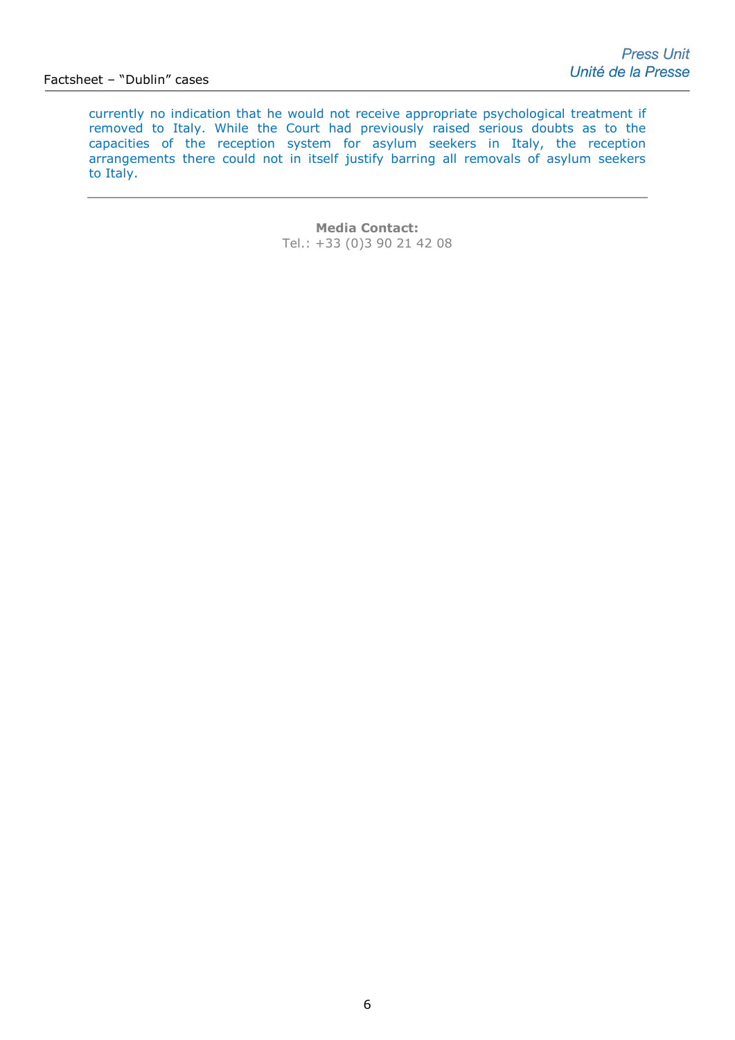currently no indication that he would not receive appropriate psychological treatment if removed to Italy. While the Court had previously raised serious doubts as to the capacities of the reception system for asylum seekers in Italy, the reception arrangements there could not in itself justify barring all removals of asylum seekers to Italy.

---

**Media Contact:**
Tel.: +33 (0)3 90 21 42 08